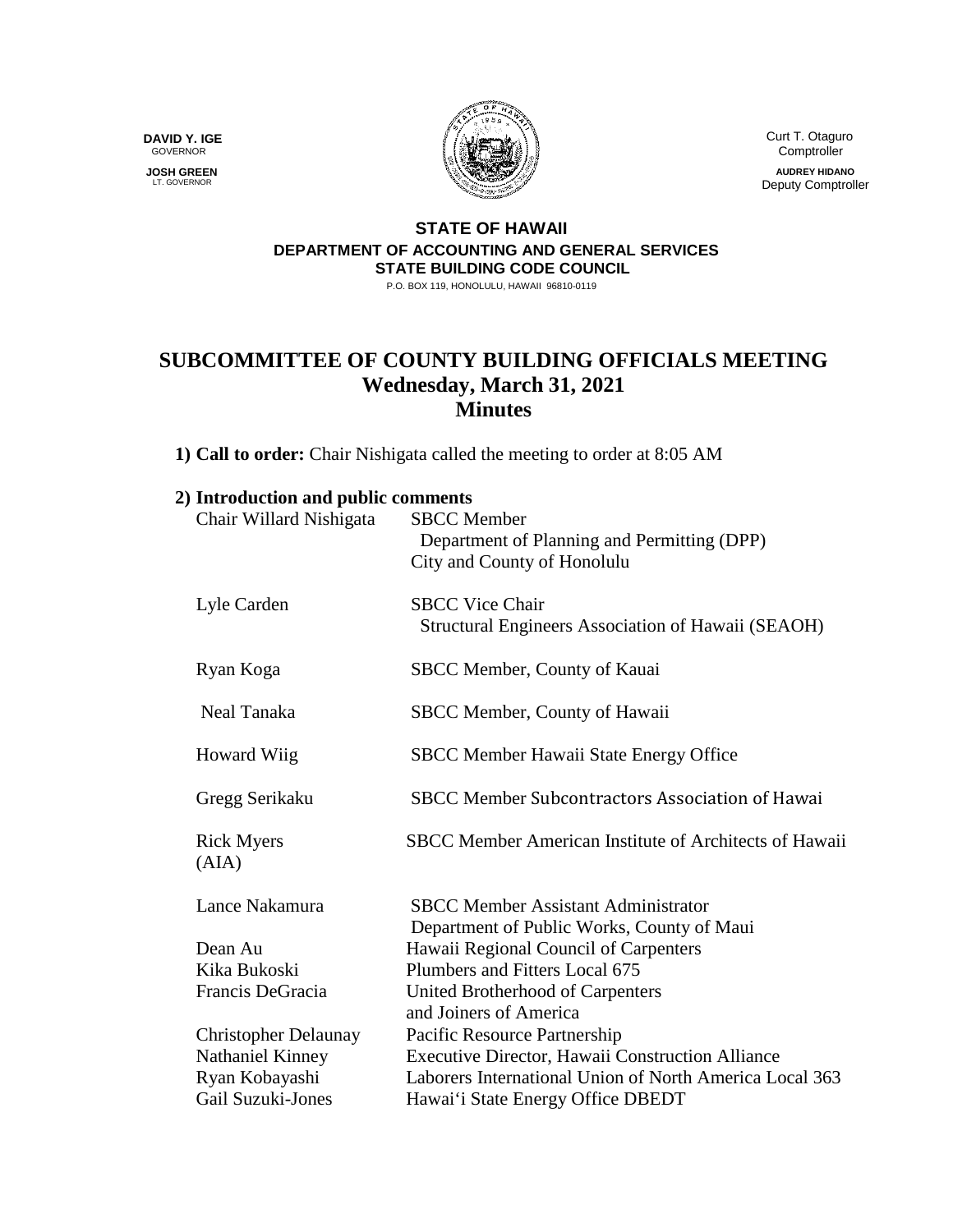**DAVID Y. IGE**
GOVERNOR

**JOSH GREEN**
LT. GOVERNOR

Curt T. Otaguro
Comptroller

**AUDREY HIDANO**
Deputy Comptroller

**STATE OF HAWAII**
**DEPARTMENT OF ACCOUNTING AND GENERAL SERVICES**
**STATE BUILDING CODE COUNCIL**
P.O. BOX 119, HONOLULU, HAWAII 96810-0119

# SUBCOMMITTEE OF COUNTY BUILDING OFFICIALS MEETING
## Wednesday, March 31, 2021
## Minutes

**1) Call to order:** Chair Nishigata called the meeting to order at 8:05 AM

**2) Introduction and public comments**

| | |
|---|---|
| Chair Willard Nishigata | SBCC Member<br>Department of Planning and Permitting (DPP)<br>City and County of Honolulu |
| Lyle Carden | SBCC Vice Chair<br>Structural Engineers Association of Hawaii (SEAOH) |
| Ryan Koga | SBCC Member, County of Kauai |
| Neal Tanaka | SBCC Member, County of Hawaii |
| Howard Wiig | SBCC Member Hawaii State Energy Office |
| Gregg Serikaku | SBCC Member Subcontractors Association of Hawai |
| Rick Myers (AIA) | SBCC Member American Institute of Architects of Hawaii |
| Lance Nakamura | SBCC Member Assistant Administrator<br>Department of Public Works, County of Maui |
| Dean Au | Hawaii Regional Council of Carpenters |
| Kika Bukoski | Plumbers and Fitters Local 675 |
| Francis DeGracia | United Brotherhood of Carpenters and Joiners of America |
| Christopher Delaunay | Pacific Resource Partnership |
| Nathaniel Kinney | Executive Director, Hawaii Construction Alliance |
| Ryan Kobayashi | Laborers International Union of North America Local 363 |
| Gail Suzuki-Jones | Hawai'i State Energy Office DBEDT |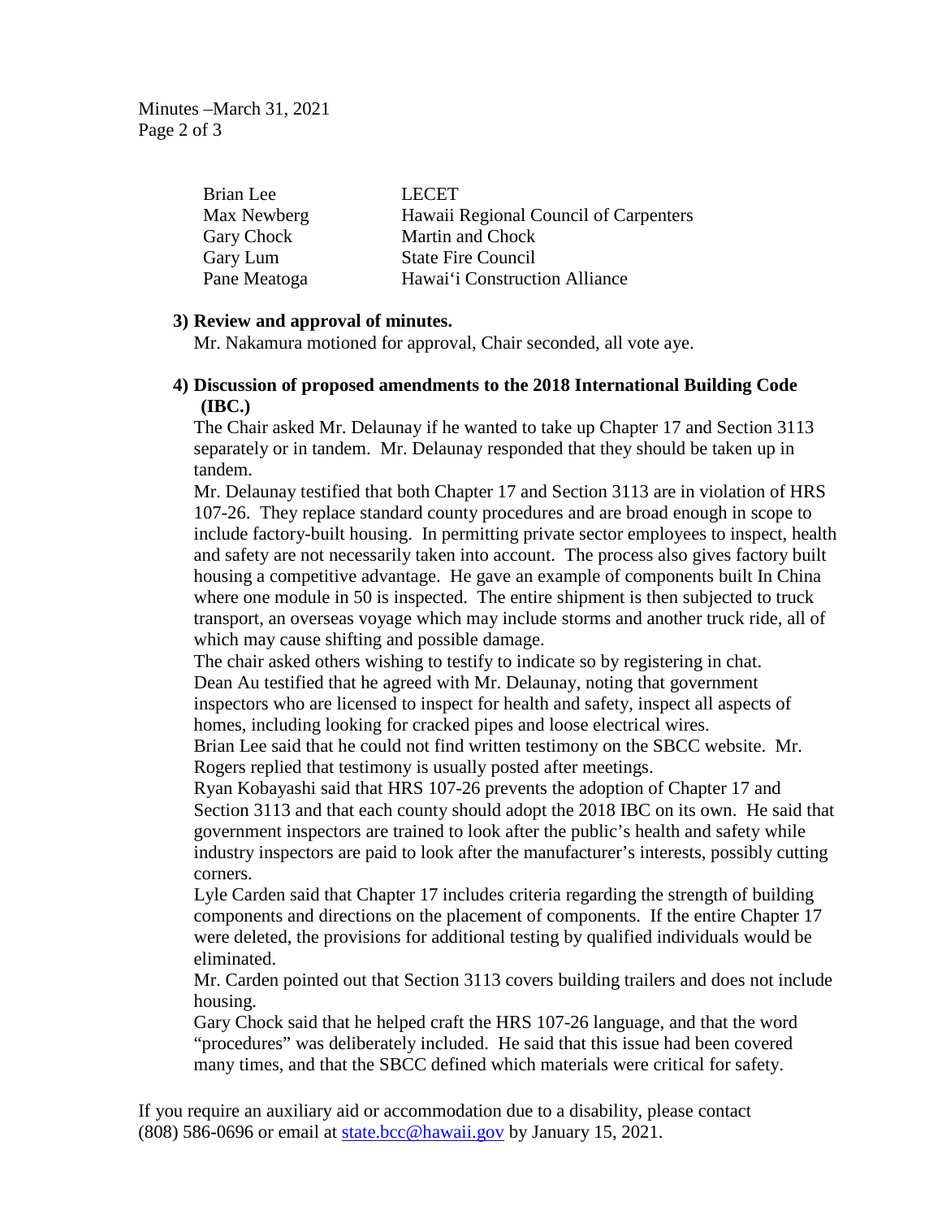| | |
|---|---|
| Brian Lee | LECET |
| Max Newberg | Hawaii Regional Council of Carpenters |
| Gary Chock | Martin and Chock |
| Gary Lum | State Fire Council |
| Pane Meatoga | Hawai‘i Construction Alliance |

**3) Review and approval of minutes.**

Mr. Nakamura motioned for approval, Chair seconded, all vote aye.

**4) Discussion of proposed amendments to the 2018 International Building Code (IBC.)**

The Chair asked Mr. Delaunay if he wanted to take up Chapter 17 and Section 3113 separately or in tandem. Mr. Delaunay responded that they should be taken up in tandem.

Mr. Delaunay testified that both Chapter 17 and Section 3113 are in violation of HRS 107-26. They replace standard county procedures and are broad enough in scope to include factory-built housing. In permitting private sector employees to inspect, health and safety are not necessarily taken into account. The process also gives factory built housing a competitive advantage. He gave an example of components built In China where one module in 50 is inspected. The entire shipment is then subjected to truck transport, an overseas voyage which may include storms and another truck ride, all of which may cause shifting and possible damage.

The chair asked others wishing to testify to indicate so by registering in chat.

Dean Au testified that he agreed with Mr. Delaunay, noting that government inspectors who are licensed to inspect for health and safety, inspect all aspects of homes, including looking for cracked pipes and loose electrical wires.

Brian Lee said that he could not find written testimony on the SBCC website. Mr. Rogers replied that testimony is usually posted after meetings.

Ryan Kobayashi said that HRS 107-26 prevents the adoption of Chapter 17 and Section 3113 and that each county should adopt the 2018 IBC on its own. He said that government inspectors are trained to look after the public's health and safety while industry inspectors are paid to look after the manufacturer's interests, possibly cutting corners.

Lyle Carden said that Chapter 17 includes criteria regarding the strength of building components and directions on the placement of components. If the entire Chapter 17 were deleted, the provisions for additional testing by qualified individuals would be eliminated.

Mr. Carden pointed out that Section 3113 covers building trailers and does not include housing.

Gary Chock said that he helped craft the HRS 107-26 language, and that the word "procedures" was deliberately included. He said that this issue had been covered many times, and that the SBCC defined which materials were critical for safety.

If you require an auxiliary aid or accommodation due to a disability, please contact (808) 586-0696 or email at state.bcc@hawaii.gov by January 15, 2021.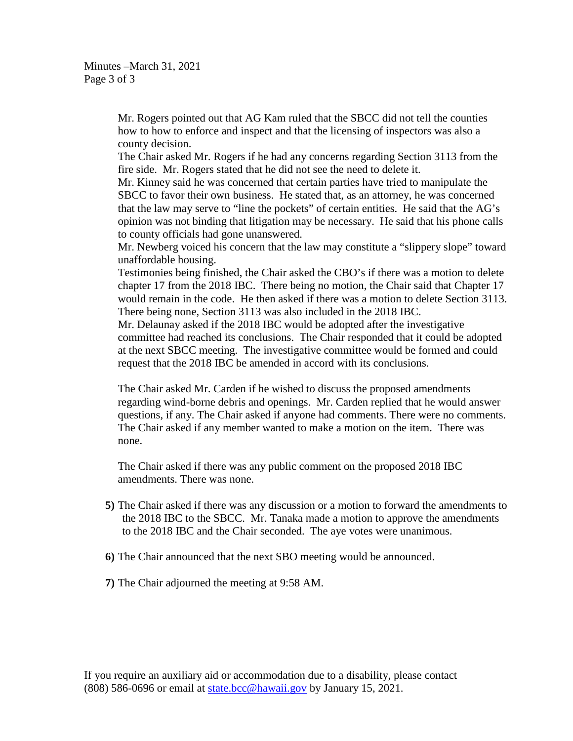Mr. Rogers pointed out that AG Kam ruled that the SBCC did not tell the counties how to how to enforce and inspect and that the licensing of inspectors was also a county decision.

The Chair asked Mr. Rogers if he had any concerns regarding Section 3113 from the fire side. Mr. Rogers stated that he did not see the need to delete it.

Mr. Kinney said he was concerned that certain parties have tried to manipulate the SBCC to favor their own business. He stated that, as an attorney, he was concerned that the law may serve to "line the pockets" of certain entities. He said that the AG's opinion was not binding that litigation may be necessary. He said that his phone calls to county officials had gone unanswered.

Mr. Newberg voiced his concern that the law may constitute a "slippery slope" toward unaffordable housing.

Testimonies being finished, the Chair asked the CBO's if there was a motion to delete chapter 17 from the 2018 IBC. There being no motion, the Chair said that Chapter 17 would remain in the code. He then asked if there was a motion to delete Section 3113. There being none, Section 3113 was also included in the 2018 IBC.

Mr. Delaunay asked if the 2018 IBC would be adopted after the investigative committee had reached its conclusions. The Chair responded that it could be adopted at the next SBCC meeting. The investigative committee would be formed and could request that the 2018 IBC be amended in accord with its conclusions.

The Chair asked Mr. Carden if he wished to discuss the proposed amendments regarding wind-borne debris and openings. Mr. Carden replied that he would answer questions, if any. The Chair asked if anyone had comments. There were no comments. The Chair asked if any member wanted to make a motion on the item. There was none.

The Chair asked if there was any public comment on the proposed 2018 IBC amendments. There was none.

**5)** The Chair asked if there was any discussion or a motion to forward the amendments to the 2018 IBC to the SBCC. Mr. Tanaka made a motion to approve the amendments to the 2018 IBC and the Chair seconded. The aye votes were unanimous.

**6)** The Chair announced that the next SBO meeting would be announced.

**7)** The Chair adjourned the meeting at 9:58 AM.

If you require an auxiliary aid or accommodation due to a disability, please contact (808) 586-0696 or email at [state.bcc@hawaii.gov](mailto:state.bcc@hawaii.gov) by January 15, 2021.